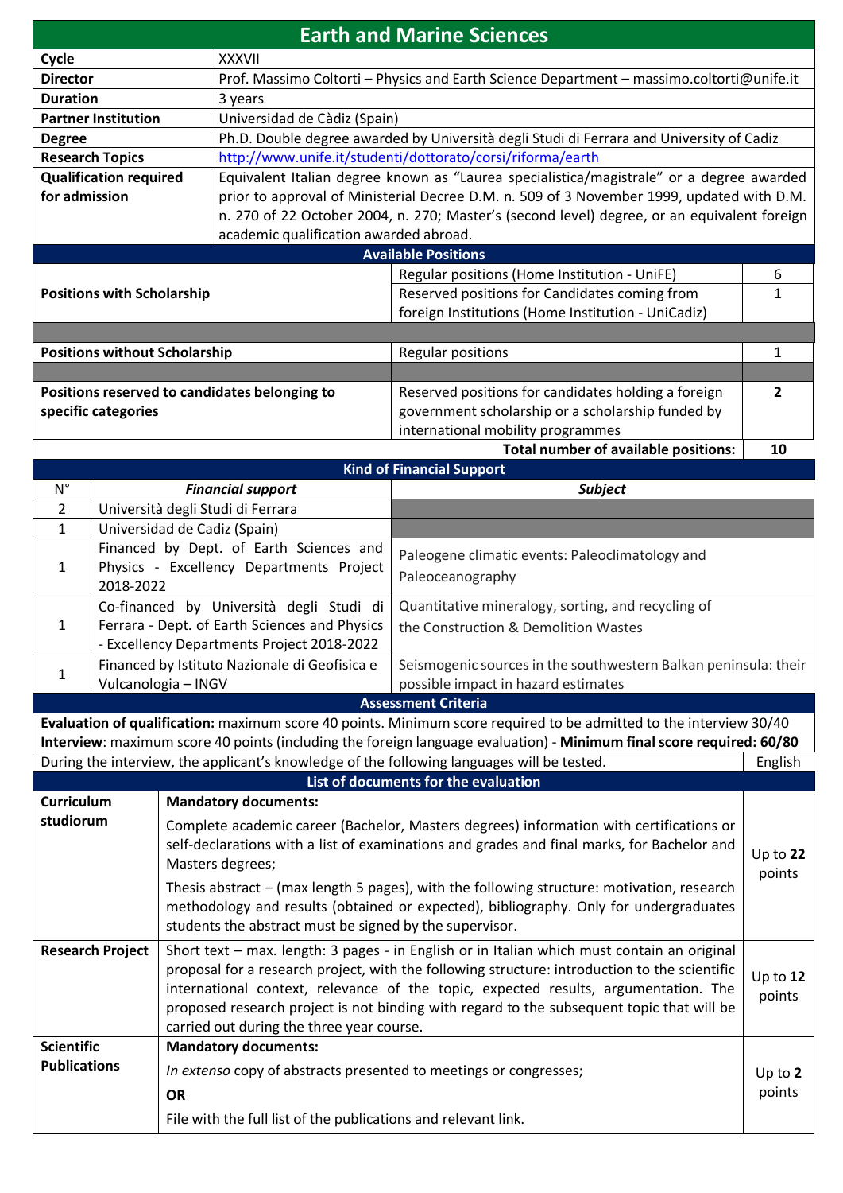# Earth and Marine Sciences

| | |
|---|---|
| **Cycle** | XXXVII |
| **Director** | Prof. Massimo Coltorti – Physics and Earth Science Department – massimo.coltorti@unife.it |
| **Duration** | 3 years |
| **Partner Institution** | Universidad de Càdiz (Spain) |
| **Degree** | Ph.D. Double degree awarded by Università degli Studi di Ferrara and University of Cadiz |
| **Research Topics** | http://www.unife.it/studenti/dottorato/corsi/riforma/earth |
| **Qualification required for admission** | Equivalent Italian degree known as "Laurea specialistica/magistrale" or a degree awarded prior to approval of Ministerial Decree D.M. n. 509 of 3 November 1999, updated with D.M. n. 270 of 22 October 2004, n. 270; Master's (second level) degree, or an equivalent foreign academic qualification awarded abroad. |

## Available Positions

| | | |
|---|---|---|
| **Positions with Scholarship** | Regular positions (Home Institution - UniFE) | 6 |
| | Reserved positions for Candidates coming from foreign Institutions (Home Institution - UniCadiz) | 1 |
| **Positions without Scholarship** | Regular positions | 1 |
| **Positions reserved to candidates belonging to specific categories** | Reserved positions for candidates holding a foreign government scholarship or a scholarship funded by international mobility programmes | **2** |
| | **Total number of available positions:** | **10** |

## Kind of Financial Support

| N° | *Financial support* | *Subject* |
|---|---|---|
| 2 | Università degli Studi di Ferrara | |
| 1 | Universidad de Cadiz (Spain) | |
| 1 | Financed by Dept. of Earth Sciences and Physics - Excellency Departments Project 2018-2022 | Paleogene climatic events: Paleoclimatology and Paleoceanography |
| 1 | Co-financed by Università degli Studi di Ferrara - Dept. of Earth Sciences and Physics - Excellency Departments Project 2018-2022 | Quantitative mineralogy, sorting, and recycling of the Construction & Demolition Wastes |
| 1 | Financed by Istituto Nazionale di Geofisica e Vulcanologia – INGV | Seismogenic sources in the southwestern Balkan peninsula: their possible impact in hazard estimates |

## Assessment Criteria

**Evaluation of qualification:** maximum score 40 points. Minimum score required to be admitted to the interview 30/40

**Interview**: maximum score 40 points (including the foreign language evaluation) - **Minimum final score required: 60/80**

| | |
|---|---|
| During the interview, the applicant's knowledge of the following languages will be tested. | English |

## List of documents for the evaluation

| | | |
|---|---|---|
| **Curriculum studiorum** | **Mandatory documents:** Complete academic career (Bachelor, Masters degrees) information with certifications or self-declarations with a list of examinations and grades and final marks, for Bachelor and Masters degrees; Thesis abstract – (max length 5 pages), with the following structure: motivation, research methodology and results (obtained or expected), bibliography. Only for undergraduates students the abstract must be signed by the supervisor. | Up to **22** points |
| **Research Project** | Short text – max. length: 3 pages - in English or in Italian which must contain an original proposal for a research project, with the following structure: introduction to the scientific international context, relevance of the topic, expected results, argumentation. The proposed research project is not binding with regard to the subsequent topic that will be carried out during the three year course. | Up to **12** points |
| **Scientific Publications** | **Mandatory documents:** *In extenso* copy of abstracts presented to meetings or congresses; **OR** File with the full list of the publications and relevant link. | Up to **2** points |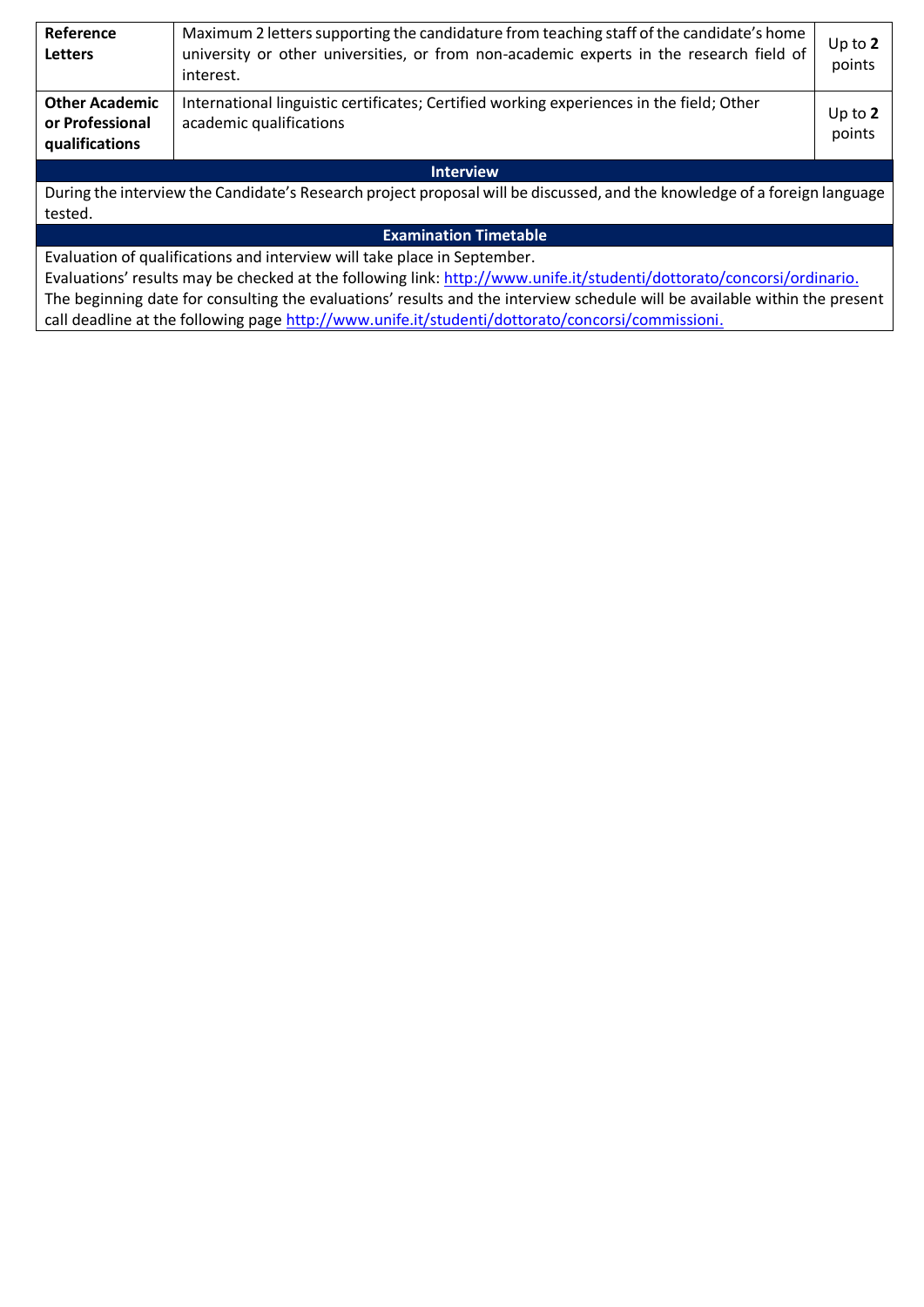| | | |
|---|---|---|
| **Reference Letters** | Maximum 2 letters supporting the candidature from teaching staff of the candidate's home university or other universities, or from non-academic experts in the research field of interest. | Up to **2** points |
| **Other Academic or Professional qualifications** | International linguistic certificates; Certified working experiences in the field; Other academic qualifications | Up to **2** points |

**Interview**

During the interview the Candidate's Research project proposal will be discussed, and the knowledge of a foreign language tested.

**Examination Timetable**

Evaluation of qualifications and interview will take place in September.
Evaluations' results may be checked at the following link: http://www.unife.it/studenti/dottorato/concorsi/ordinario.
The beginning date for consulting the evaluations' results and the interview schedule will be available within the present call deadline at the following page http://www.unife.it/studenti/dottorato/concorsi/commissioni.